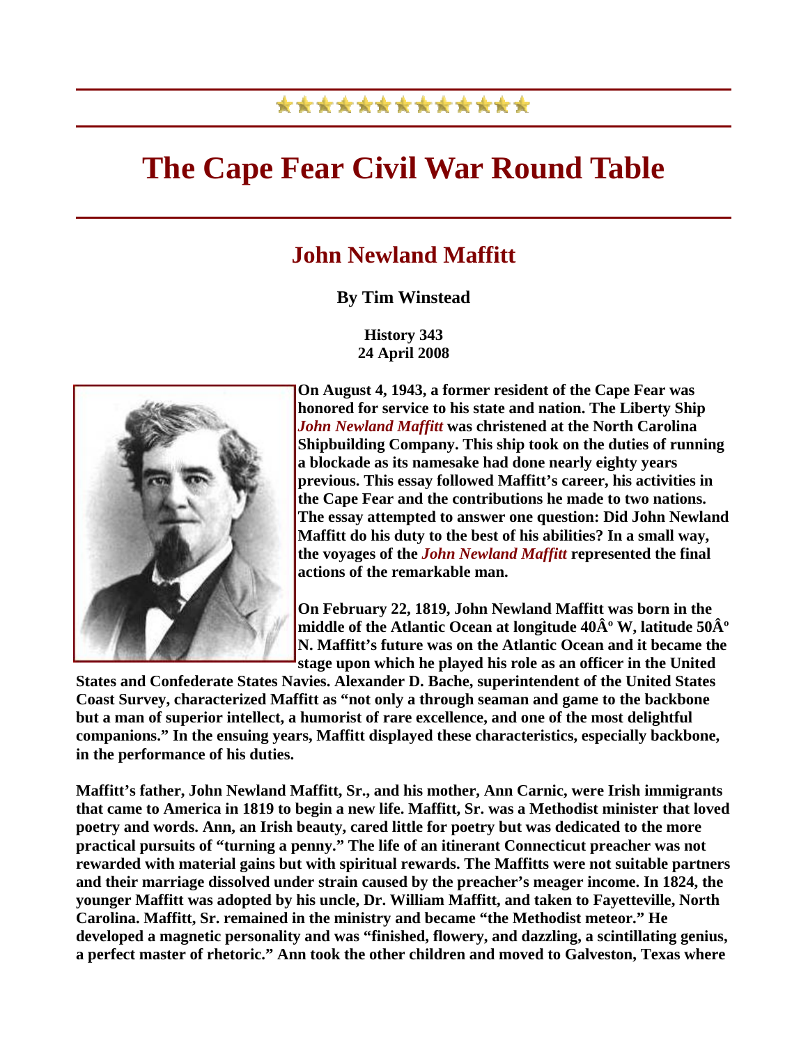★★★★★★★★★★★★★★

# The Cape Fear Civil War Round Table

## John Newland Maffitt

**By Tim Winstead**

**History 343**
**24 April 2008**

**On August 4, 1943, a former resident of the Cape Fear was honored for service to his state and nation. The Liberty Ship *John Newland Maffitt* was christened at the North Carolina Shipbuilding Company. This ship took on the duties of running a blockade as its namesake had done nearly eighty years previous. This essay followed Maffitt's career, his activities in the Cape Fear and the contributions he made to two nations. The essay attempted to answer one question: Did John Newland Maffitt do his duty to the best of his abilities? In a small way, the voyages of the *John Newland Maffitt* represented the final actions of the remarkable man.**

**On February 22, 1819, John Newland Maffitt was born in the middle of the Atlantic Ocean at longitude 40Âº W, latitude 50Âº N. Maffitt's future was on the Atlantic Ocean and it became the stage upon which he played his role as an officer in the United States and Confederate States Navies. Alexander D. Bache, superintendent of the United States Coast Survey, characterized Maffitt as "not only a through seaman and game to the backbone but a man of superior intellect, a humorist of rare excellence, and one of the most delightful companions." In the ensuing years, Maffitt displayed these characteristics, especially backbone, in the performance of his duties.**

**Maffitt's father, John Newland Maffitt, Sr., and his mother, Ann Carnic, were Irish immigrants that came to America in 1819 to begin a new life. Maffitt, Sr. was a Methodist minister that loved poetry and words. Ann, an Irish beauty, cared little for poetry but was dedicated to the more practical pursuits of "turning a penny." The life of an itinerant Connecticut preacher was not rewarded with material gains but with spiritual rewards. The Maffitts were not suitable partners and their marriage dissolved under strain caused by the preacher's meager income. In 1824, the younger Maffitt was adopted by his uncle, Dr. William Maffitt, and taken to Fayetteville, North Carolina. Maffitt, Sr. remained in the ministry and became "the Methodist meteor." He developed a magnetic personality and was "finished, flowery, and dazzling, a scintillating genius, a perfect master of rhetoric." Ann took the other children and moved to Galveston, Texas where**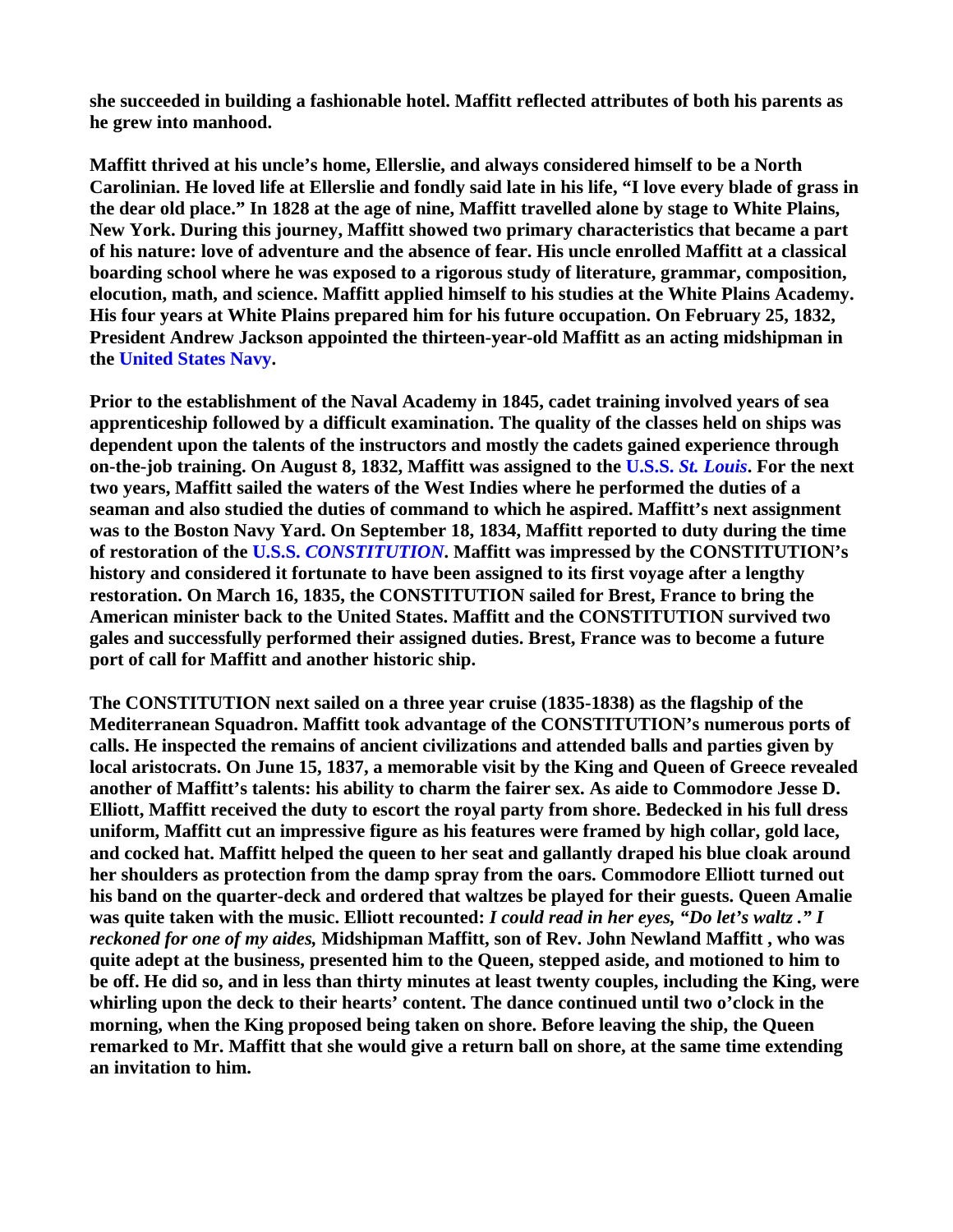**she succeeded in building a fashionable hotel. Maffitt reflected attributes of both his parents as he grew into manhood.**

**Maffitt thrived at his uncle's home, Ellerslie, and always considered himself to be a North Carolinian. He loved life at Ellerslie and fondly said late in his life, "I love every blade of grass in the dear old place." In 1828 at the age of nine, Maffitt travelled alone by stage to White Plains, New York. During this journey, Maffitt showed two primary characteristics that became a part of his nature: love of adventure and the absence of fear. His uncle enrolled Maffitt at a classical boarding school where he was exposed to a rigorous study of literature, grammar, composition, elocution, math, and science. Maffitt applied himself to his studies at the White Plains Academy. His four years at White Plains prepared him for his future occupation. On February 25, 1832, President Andrew Jackson appointed the thirteen-year-old Maffitt as an acting midshipman in the United States Navy.**

**Prior to the establishment of the Naval Academy in 1845, cadet training involved years of sea apprenticeship followed by a difficult examination. The quality of the classes held on ships was dependent upon the talents of the instructors and mostly the cadets gained experience through on-the-job training. On August 8, 1832, Maffitt was assigned to the U.S.S. *St. Louis*. For the next two years, Maffitt sailed the waters of the West Indies where he performed the duties of a seaman and also studied the duties of command to which he aspired. Maffitt's next assignment was to the Boston Navy Yard. On September 18, 1834, Maffitt reported to duty during the time of restoration of the U.S.S. *CONSTITUTION*. Maffitt was impressed by the CONSTITUTION's history and considered it fortunate to have been assigned to its first voyage after a lengthy restoration. On March 16, 1835, the CONSTITUTION sailed for Brest, France to bring the American minister back to the United States. Maffitt and the CONSTITUTION survived two gales and successfully performed their assigned duties. Brest, France was to become a future port of call for Maffitt and another historic ship.**

**The CONSTITUTION next sailed on a three year cruise (1835-1838) as the flagship of the Mediterranean Squadron. Maffitt took advantage of the CONSTITUTION's numerous ports of calls. He inspected the remains of ancient civilizations and attended balls and parties given by local aristocrats. On June 15, 1837, a memorable visit by the King and Queen of Greece revealed another of Maffitt's talents: his ability to charm the fairer sex. As aide to Commodore Jesse D. Elliott, Maffitt received the duty to escort the royal party from shore. Bedecked in his full dress uniform, Maffitt cut an impressive figure as his features were framed by high collar, gold lace, and cocked hat. Maffitt helped the queen to her seat and gallantly draped his blue cloak around her shoulders as protection from the damp spray from the oars. Commodore Elliott turned out his band on the quarter-deck and ordered that waltzes be played for their guests. Queen Amalie was quite taken with the music. Elliott recounted: *I could read in her eyes, "Do let's waltz ." I reckoned for one of my aides,* Midshipman Maffitt, son of Rev. John Newland Maffitt , who was quite adept at the business, presented him to the Queen, stepped aside, and motioned to him to be off. He did so, and in less than thirty minutes at least twenty couples, including the King, were whirling upon the deck to their hearts' content. The dance continued until two o'clock in the morning, when the King proposed being taken on shore. Before leaving the ship, the Queen remarked to Mr. Maffitt that she would give a return ball on shore, at the same time extending an invitation to him.**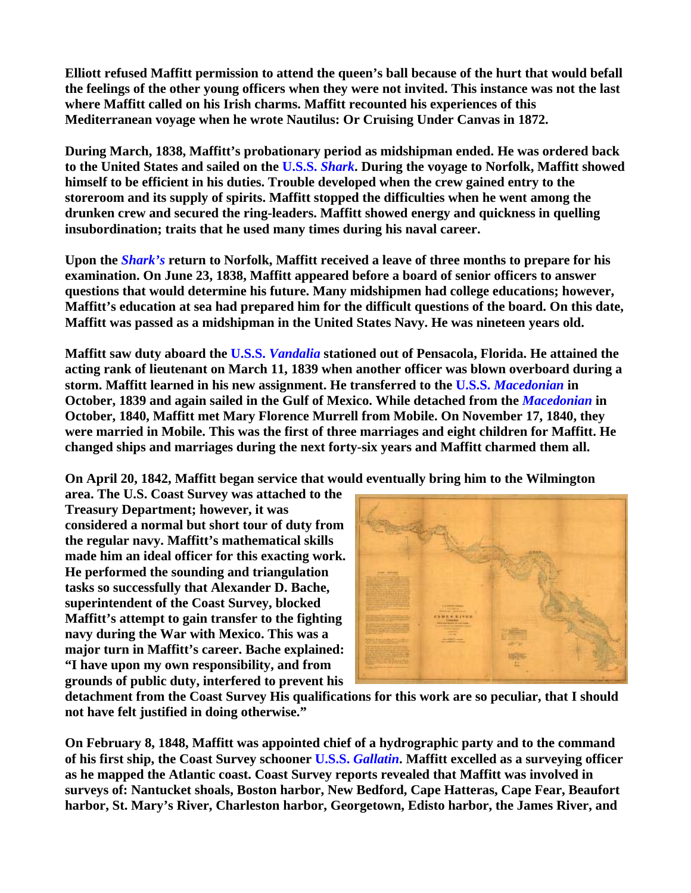**Elliott refused Maffitt permission to attend the queen's ball because of the hurt that would befall the feelings of the other young officers when they were not invited. This instance was not the last where Maffitt called on his Irish charms. Maffitt recounted his experiences of this Mediterranean voyage when he wrote Nautilus: Or Cruising Under Canvas in 1872.**

**During March, 1838, Maffitt's probationary period as midshipman ended. He was ordered back to the United States and sailed on the U.S.S. *Shark*. During the voyage to Norfolk, Maffitt showed himself to be efficient in his duties. Trouble developed when the crew gained entry to the storeroom and its supply of spirits. Maffitt stopped the difficulties when he went among the drunken crew and secured the ring-leaders. Maffitt showed energy and quickness in quelling insubordination; traits that he used many times during his naval career.**

**Upon the *Shark's* return to Norfolk, Maffitt received a leave of three months to prepare for his examination. On June 23, 1838, Maffitt appeared before a board of senior officers to answer questions that would determine his future. Many midshipmen had college educations; however, Maffitt's education at sea had prepared him for the difficult questions of the board. On this date, Maffitt was passed as a midshipman in the United States Navy. He was nineteen years old.**

**Maffitt saw duty aboard the U.S.S. *Vandalia* stationed out of Pensacola, Florida. He attained the acting rank of lieutenant on March 11, 1839 when another officer was blown overboard during a storm. Maffitt learned in his new assignment. He transferred to the U.S.S. *Macedonian* in October, 1839 and again sailed in the Gulf of Mexico. While detached from the *Macedonian* in October, 1840, Maffitt met Mary Florence Murrell from Mobile. On November 17, 1840, they were married in Mobile. This was the first of three marriages and eight children for Maffitt. He changed ships and marriages during the next forty-six years and Maffitt charmed them all.**

**On April 20, 1842, Maffitt began service that would eventually bring him to the Wilmington area. The U.S. Coast Survey was attached to the Treasury Department; however, it was considered a normal but short tour of duty from the regular navy. Maffitt's mathematical skills made him an ideal officer for this exacting work. He performed the sounding and triangulation tasks so successfully that Alexander D. Bache, superintendent of the Coast Survey, blocked Maffitt's attempt to gain transfer to the fighting navy during the War with Mexico. This was a major turn in Maffitt's career. Bache explained: "I have upon my own responsibility, and from grounds of public duty, interfered to prevent his detachment from the Coast Survey His qualifications for this work are so peculiar, that I should not have felt justified in doing otherwise."**

**On February 8, 1848, Maffitt was appointed chief of a hydrographic party and to the command of his first ship, the Coast Survey schooner U.S.S. *Gallatin*. Maffitt excelled as a surveying officer as he mapped the Atlantic coast. Coast Survey reports revealed that Maffitt was involved in surveys of: Nantucket shoals, Boston harbor, New Bedford, Cape Hatteras, Cape Fear, Beaufort harbor, St. Mary's River, Charleston harbor, Georgetown, Edisto harbor, the James River, and**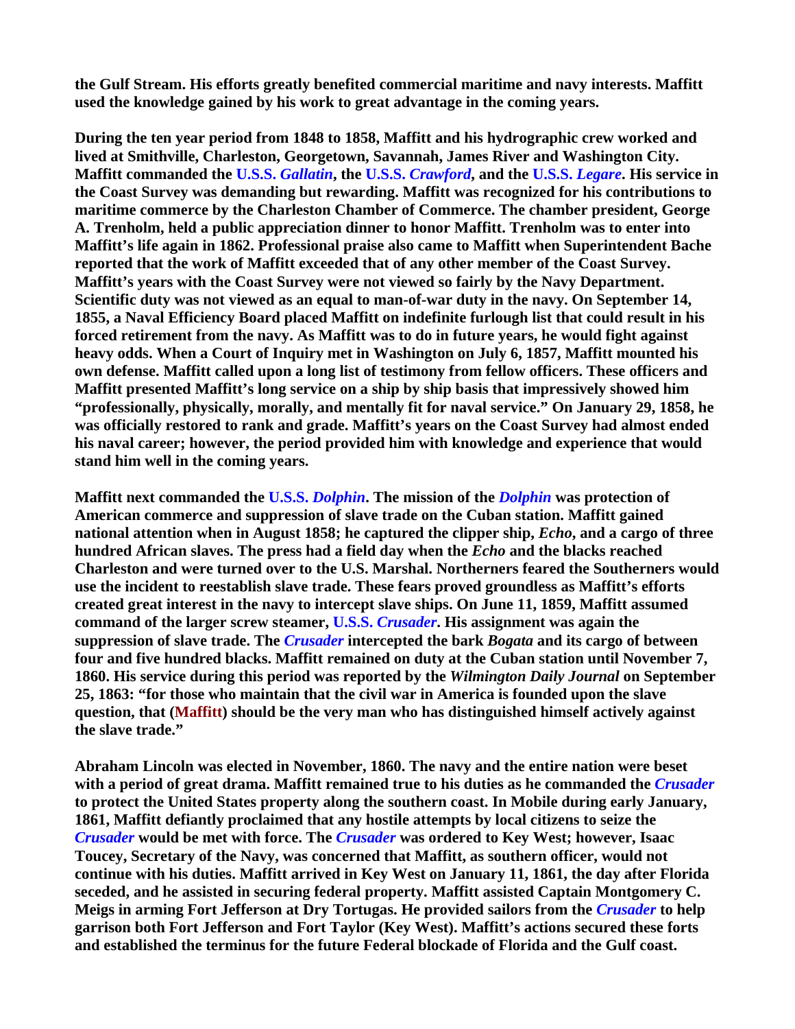**the Gulf Stream. His efforts greatly benefited commercial maritime and navy interests. Maffitt used the knowledge gained by his work to great advantage in the coming years.**

**During the ten year period from 1848 to 1858, Maffitt and his hydrographic crew worked and lived at Smithville, Charleston, Georgetown, Savannah, James River and Washington City. Maffitt commanded the U.S.S. *Gallatin*, the U.S.S. *Crawford*, and the U.S.S. *Legare*. His service in the Coast Survey was demanding but rewarding. Maffitt was recognized for his contributions to maritime commerce by the Charleston Chamber of Commerce. The chamber president, George A. Trenholm, held a public appreciation dinner to honor Maffitt. Trenholm was to enter into Maffitt's life again in 1862. Professional praise also came to Maffitt when Superintendent Bache reported that the work of Maffitt exceeded that of any other member of the Coast Survey. Maffitt's years with the Coast Survey were not viewed so fairly by the Navy Department. Scientific duty was not viewed as an equal to man-of-war duty in the navy. On September 14, 1855, a Naval Efficiency Board placed Maffitt on indefinite furlough list that could result in his forced retirement from the navy. As Maffitt was to do in future years, he would fight against heavy odds. When a Court of Inquiry met in Washington on July 6, 1857, Maffitt mounted his own defense. Maffitt called upon a long list of testimony from fellow officers. These officers and Maffitt presented Maffitt's long service on a ship by ship basis that impressively showed him "professionally, physically, morally, and mentally fit for naval service." On January 29, 1858, he was officially restored to rank and grade. Maffitt's years on the Coast Survey had almost ended his naval career; however, the period provided him with knowledge and experience that would stand him well in the coming years.**

**Maffitt next commanded the U.S.S. *Dolphin*. The mission of the *Dolphin* was protection of American commerce and suppression of slave trade on the Cuban station. Maffitt gained national attention when in August 1858; he captured the clipper ship, *Echo*, and a cargo of three hundred African slaves. The press had a field day when the *Echo* and the blacks reached Charleston and were turned over to the U.S. Marshal. Northerners feared the Southerners would use the incident to reestablish slave trade. These fears proved groundless as Maffitt's efforts created great interest in the navy to intercept slave ships. On June 11, 1859, Maffitt assumed command of the larger screw steamer, U.S.S. *Crusader*. His assignment was again the suppression of slave trade. The *Crusader* intercepted the bark *Bogata* and its cargo of between four and five hundred blacks. Maffitt remained on duty at the Cuban station until November 7, 1860. His service during this period was reported by the *Wilmington Daily Journal* on September 25, 1863: "for those who maintain that the civil war in America is founded upon the slave question, that (Maffitt) should be the very man who has distinguished himself actively against the slave trade."**

**Abraham Lincoln was elected in November, 1860. The navy and the entire nation were beset with a period of great drama. Maffitt remained true to his duties as he commanded the *Crusader* to protect the United States property along the southern coast. In Mobile during early January, 1861, Maffitt defiantly proclaimed that any hostile attempts by local citizens to seize the *Crusader* would be met with force. The *Crusader* was ordered to Key West; however, Isaac Toucey, Secretary of the Navy, was concerned that Maffitt, as southern officer, would not continue with his duties. Maffitt arrived in Key West on January 11, 1861, the day after Florida seceded, and he assisted in securing federal property. Maffitt assisted Captain Montgomery C. Meigs in arming Fort Jefferson at Dry Tortugas. He provided sailors from the *Crusader* to help garrison both Fort Jefferson and Fort Taylor (Key West). Maffitt's actions secured these forts and established the terminus for the future Federal blockade of Florida and the Gulf coast.**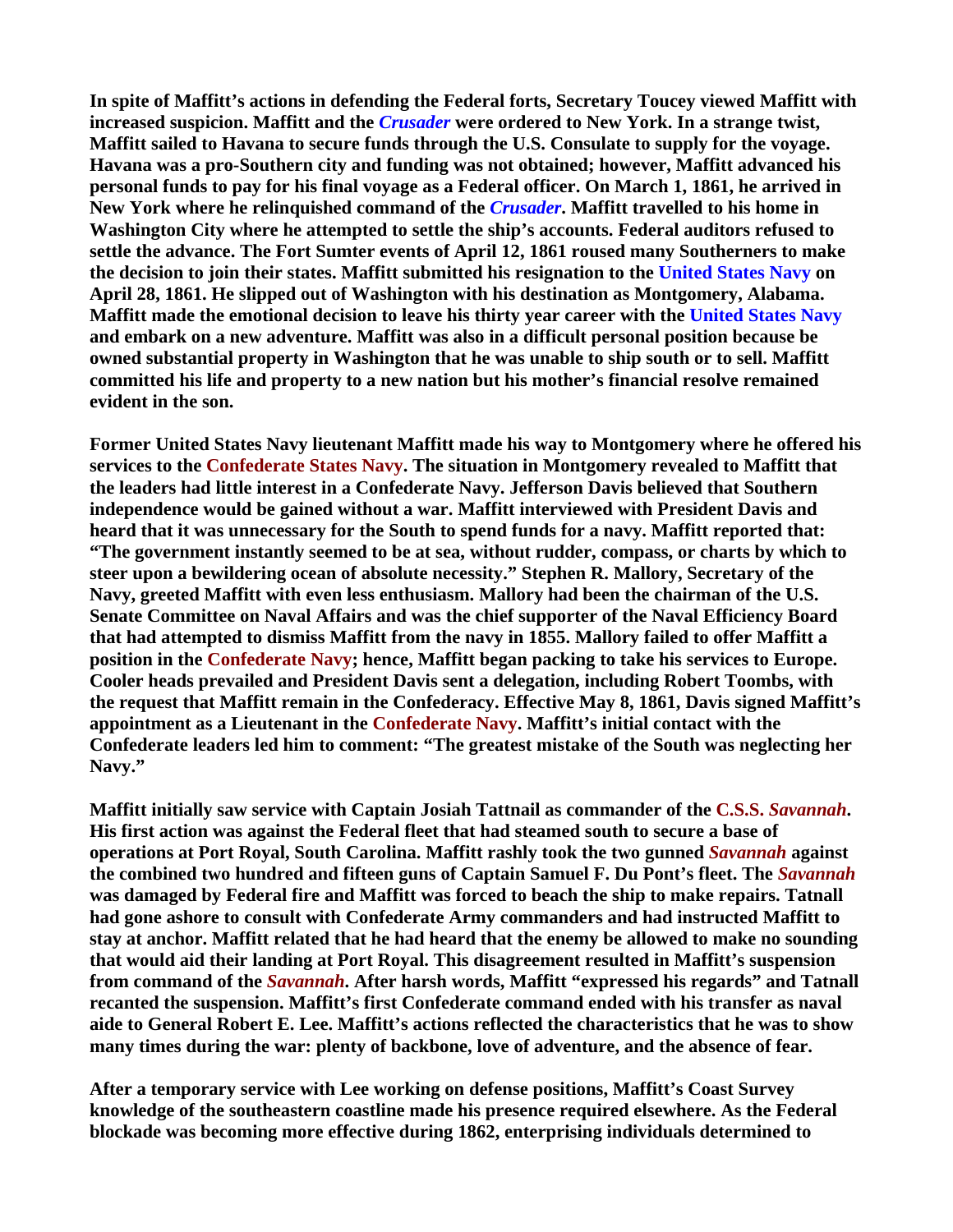**In spite of Maffitt's actions in defending the Federal forts, Secretary Toucey viewed Maffitt with increased suspicion. Maffitt and the *Crusader* were ordered to New York. In a strange twist, Maffitt sailed to Havana to secure funds through the U.S. Consulate to supply for the voyage. Havana was a pro-Southern city and funding was not obtained; however, Maffitt advanced his personal funds to pay for his final voyage as a Federal officer. On March 1, 1861, he arrived in New York where he relinquished command of the *Crusader*. Maffitt travelled to his home in Washington City where he attempted to settle the ship's accounts. Federal auditors refused to settle the advance. The Fort Sumter events of April 12, 1861 roused many Southerners to make the decision to join their states. Maffitt submitted his resignation to the United States Navy on April 28, 1861. He slipped out of Washington with his destination as Montgomery, Alabama. Maffitt made the emotional decision to leave his thirty year career with the United States Navy and embark on a new adventure. Maffitt was also in a difficult personal position because be owned substantial property in Washington that he was unable to ship south or to sell. Maffitt committed his life and property to a new nation but his mother's financial resolve remained evident in the son.**

**Former United States Navy lieutenant Maffitt made his way to Montgomery where he offered his services to the Confederate States Navy. The situation in Montgomery revealed to Maffitt that the leaders had little interest in a Confederate Navy. Jefferson Davis believed that Southern independence would be gained without a war. Maffitt interviewed with President Davis and heard that it was unnecessary for the South to spend funds for a navy. Maffitt reported that: "The government instantly seemed to be at sea, without rudder, compass, or charts by which to steer upon a bewildering ocean of absolute necessity." Stephen R. Mallory, Secretary of the Navy, greeted Maffitt with even less enthusiasm. Mallory had been the chairman of the U.S. Senate Committee on Naval Affairs and was the chief supporter of the Naval Efficiency Board that had attempted to dismiss Maffitt from the navy in 1855. Mallory failed to offer Maffitt a position in the Confederate Navy; hence, Maffitt began packing to take his services to Europe. Cooler heads prevailed and President Davis sent a delegation, including Robert Toombs, with the request that Maffitt remain in the Confederacy. Effective May 8, 1861, Davis signed Maffitt's appointment as a Lieutenant in the Confederate Navy. Maffitt's initial contact with the Confederate leaders led him to comment: "The greatest mistake of the South was neglecting her Navy."**

**Maffitt initially saw service with Captain Josiah Tattnail as commander of the C.S.S. *Savannah*. His first action was against the Federal fleet that had steamed south to secure a base of operations at Port Royal, South Carolina. Maffitt rashly took the two gunned *Savannah* against the combined two hundred and fifteen guns of Captain Samuel F. Du Pont's fleet. The *Savannah* was damaged by Federal fire and Maffitt was forced to beach the ship to make repairs. Tatnall had gone ashore to consult with Confederate Army commanders and had instructed Maffitt to stay at anchor. Maffitt related that he had heard that the enemy be allowed to make no sounding that would aid their landing at Port Royal. This disagreement resulted in Maffitt's suspension from command of the *Savannah*. After harsh words, Maffitt "expressed his regards" and Tatnall recanted the suspension. Maffitt's first Confederate command ended with his transfer as naval aide to General Robert E. Lee. Maffitt's actions reflected the characteristics that he was to show many times during the war: plenty of backbone, love of adventure, and the absence of fear.**

**After a temporary service with Lee working on defense positions, Maffitt's Coast Survey knowledge of the southeastern coastline made his presence required elsewhere. As the Federal blockade was becoming more effective during 1862, enterprising individuals determined to**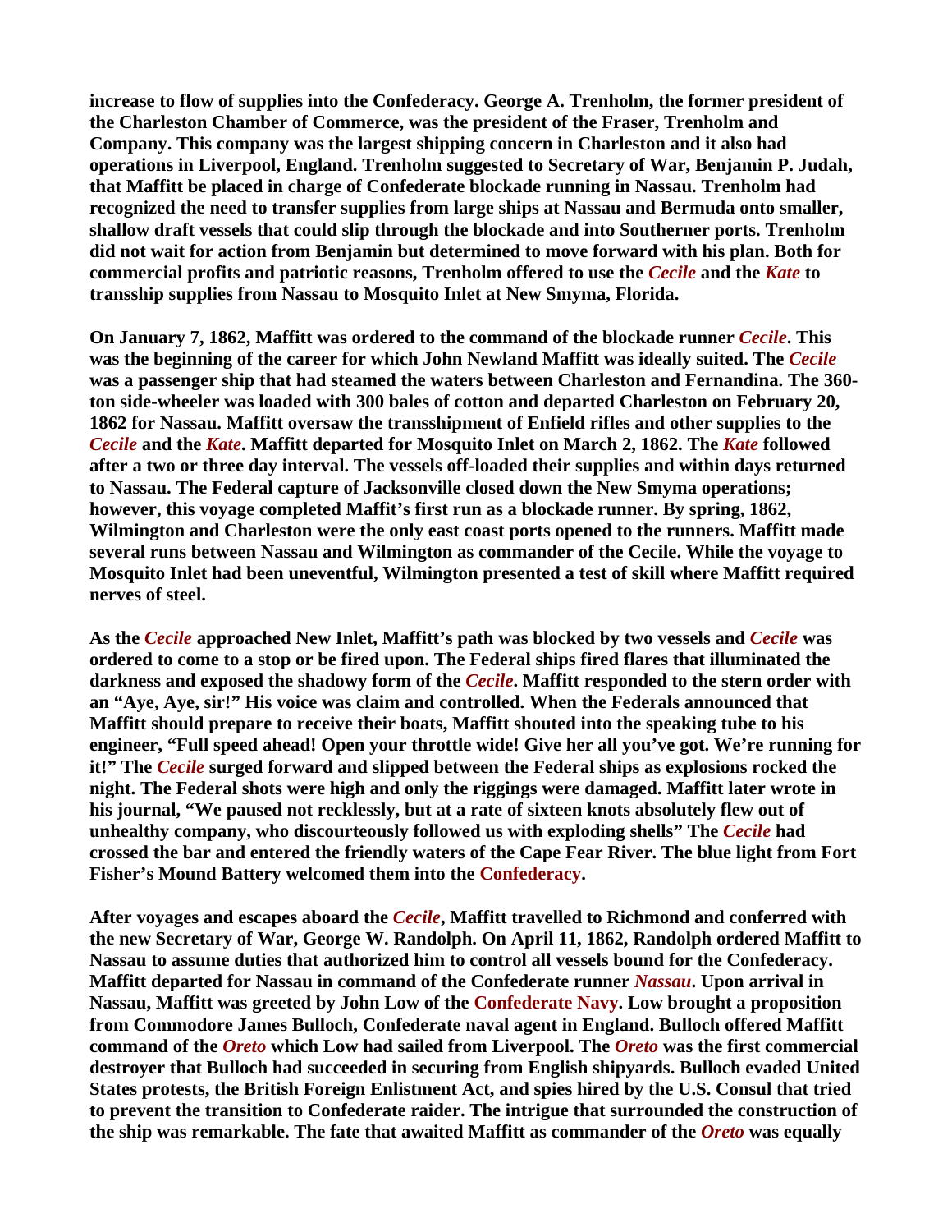**increase to flow of supplies into the Confederacy. George A. Trenholm, the former president of the Charleston Chamber of Commerce, was the president of the Fraser, Trenholm and Company. This company was the largest shipping concern in Charleston and it also had operations in Liverpool, England. Trenholm suggested to Secretary of War, Benjamin P. Judah, that Maffitt be placed in charge of Confederate blockade running in Nassau. Trenholm had recognized the need to transfer supplies from large ships at Nassau and Bermuda onto smaller, shallow draft vessels that could slip through the blockade and into Southerner ports. Trenholm did not wait for action from Benjamin but determined to move forward with his plan. Both for commercial profits and patriotic reasons, Trenholm offered to use the *Cecile* and the *Kate* to transship supplies from Nassau to Mosquito Inlet at New Smyma, Florida.**

**On January 7, 1862, Maffitt was ordered to the command of the blockade runner *Cecile*. This was the beginning of the career for which John Newland Maffitt was ideally suited. The *Cecile* was a passenger ship that had steamed the waters between Charleston and Fernandina. The 360-ton side-wheeler was loaded with 300 bales of cotton and departed Charleston on February 20, 1862 for Nassau. Maffitt oversaw the transshipment of Enfield rifles and other supplies to the *Cecile* and the *Kate*. Maffitt departed for Mosquito Inlet on March 2, 1862. The *Kate* followed after a two or three day interval. The vessels off-loaded their supplies and within days returned to Nassau. The Federal capture of Jacksonville closed down the New Smyma operations; however, this voyage completed Maffit's first run as a blockade runner. By spring, 1862, Wilmington and Charleston were the only east coast ports opened to the runners. Maffitt made several runs between Nassau and Wilmington as commander of the Cecile. While the voyage to Mosquito Inlet had been uneventful, Wilmington presented a test of skill where Maffitt required nerves of steel.**

**As the *Cecile* approached New Inlet, Maffitt's path was blocked by two vessels and *Cecile* was ordered to come to a stop or be fired upon. The Federal ships fired flares that illuminated the darkness and exposed the shadowy form of the *Cecile*. Maffitt responded to the stern order with an "Aye, Aye, sir!" His voice was claim and controlled. When the Federals announced that Maffitt should prepare to receive their boats, Maffitt shouted into the speaking tube to his engineer, "Full speed ahead! Open your throttle wide! Give her all you've got. We're running for it!" The *Cecile* surged forward and slipped between the Federal ships as explosions rocked the night. The Federal shots were high and only the riggings were damaged. Maffitt later wrote in his journal, "We paused not recklessly, but at a rate of sixteen knots absolutely flew out of unhealthy company, who discourteously followed us with exploding shells" The *Cecile* had crossed the bar and entered the friendly waters of the Cape Fear River. The blue light from Fort Fisher's Mound Battery welcomed them into the Confederacy.**

**After voyages and escapes aboard the *Cecile*, Maffitt travelled to Richmond and conferred with the new Secretary of War, George W. Randolph. On April 11, 1862, Randolph ordered Maffitt to Nassau to assume duties that authorized him to control all vessels bound for the Confederacy. Maffitt departed for Nassau in command of the Confederate runner *Nassau*. Upon arrival in Nassau, Maffitt was greeted by John Low of the Confederate Navy. Low brought a proposition from Commodore James Bulloch, Confederate naval agent in England. Bulloch offered Maffitt command of the *Oreto* which Low had sailed from Liverpool. The *Oreto* was the first commercial destroyer that Bulloch had succeeded in securing from English shipyards. Bulloch evaded United States protests, the British Foreign Enlistment Act, and spies hired by the U.S. Consul that tried to prevent the transition to Confederate raider. The intrigue that surrounded the construction of the ship was remarkable. The fate that awaited Maffitt as commander of the *Oreto* was equally**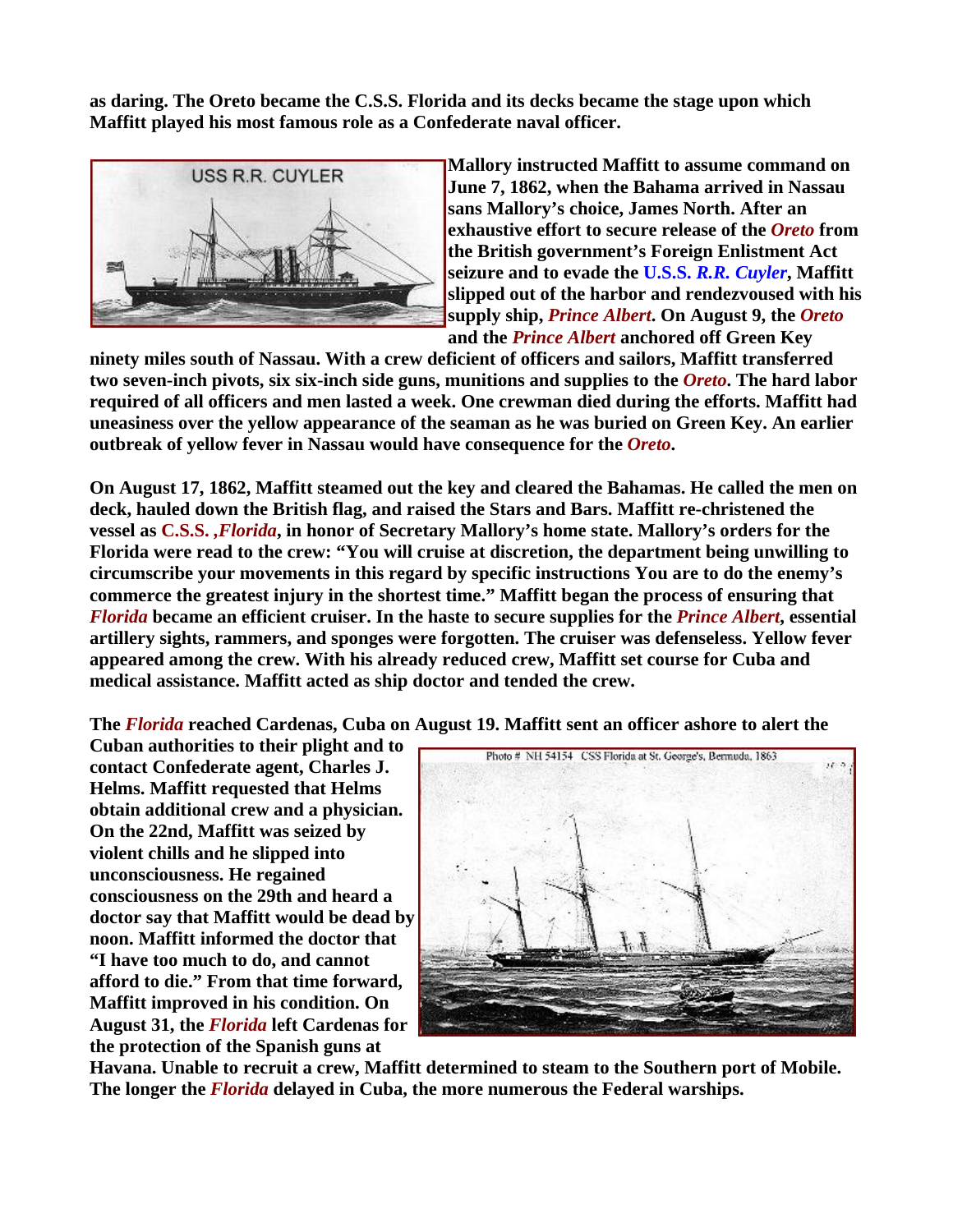**as daring. The Oreto became the C.S.S. Florida and its decks became the stage upon which Maffitt played his most famous role as a Confederate naval officer.**

**Mallory instructed Maffitt to assume command on June 7, 1862, when the Bahama arrived in Nassau sans Mallory's choice, James North. After an exhaustive effort to secure release of the *Oreto* from the British government's Foreign Enlistment Act seizure and to evade the U.S.S. *R.R. Cuyler*, Maffitt slipped out of the harbor and rendezvoused with his supply ship, *Prince Albert*. On August 9, the *Oreto* and the *Prince Albert* anchored off Green Key ninety miles south of Nassau. With a crew deficient of officers and sailors, Maffitt transferred two seven-inch pivots, six six-inch side guns, munitions and supplies to the *Oreto*. The hard labor required of all officers and men lasted a week. One crewman died during the efforts. Maffitt had uneasiness over the yellow appearance of the seaman as he was buried on Green Key. An earlier outbreak of yellow fever in Nassau would have consequence for the *Oreto*.**

**On August 17, 1862, Maffitt steamed out the key and cleared the Bahamas. He called the men on deck, hauled down the British flag, and raised the Stars and Bars. Maffitt re-christened the vessel as C.S.S. ,*Florida*, in honor of Secretary Mallory's home state. Mallory's orders for the Florida were read to the crew: "You will cruise at discretion, the department being unwilling to circumscribe your movements in this regard by specific instructions You are to do the enemy's commerce the greatest injury in the shortest time." Maffitt began the process of ensuring that *Florida* became an efficient cruiser. In the haste to secure supplies for the *Prince Albert*, essential artillery sights, rammers, and sponges were forgotten. The cruiser was defenseless. Yellow fever appeared among the crew. With his already reduced crew, Maffitt set course for Cuba and medical assistance. Maffitt acted as ship doctor and tended the crew.**

**The *Florida* reached Cardenas, Cuba on August 19. Maffitt sent an officer ashore to alert the Cuban authorities to their plight and to contact Confederate agent, Charles J. Helms. Maffitt requested that Helms obtain additional crew and a physician. On the 22nd, Maffitt was seized by violent chills and he slipped into unconsciousness. He regained consciousness on the 29th and heard a doctor say that Maffitt would be dead by noon. Maffitt informed the doctor that "I have too much to do, and cannot afford to die." From that time forward, Maffitt improved in his condition. On August 31, the *Florida* left Cardenas for the protection of the Spanish guns at Havana. Unable to recruit a crew, Maffitt determined to steam to the Southern port of Mobile. The longer the *Florida* delayed in Cuba, the more numerous the Federal warships.**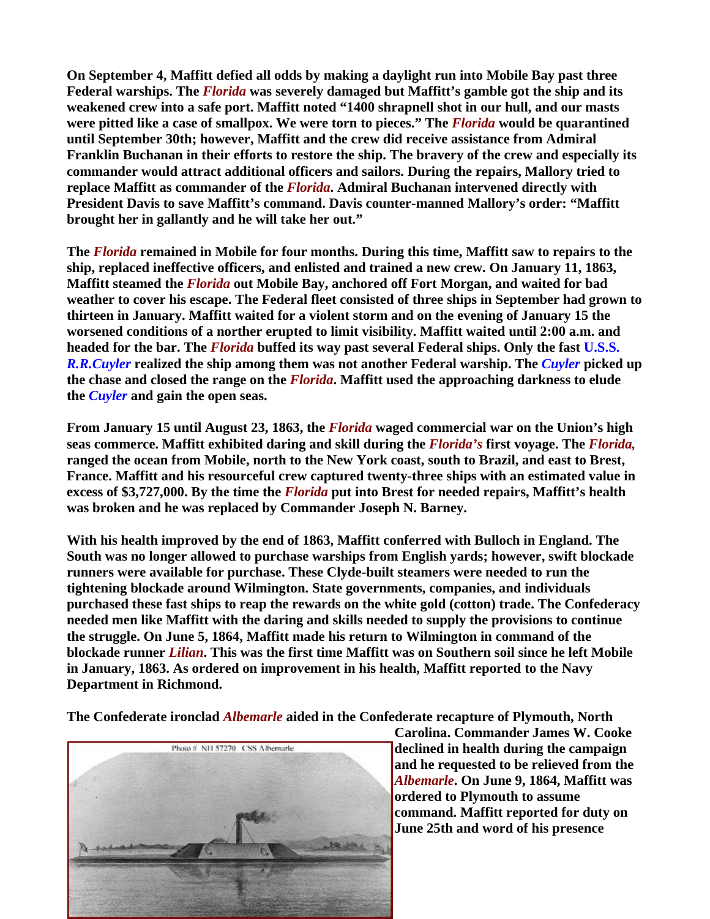**On September 4, Maffitt defied all odds by making a daylight run into Mobile Bay past three Federal warships. The *Florida* was severely damaged but Maffitt's gamble got the ship and its weakened crew into a safe port. Maffitt noted "1400 shrapnell shot in our hull, and our masts were pitted like a case of smallpox. We were torn to pieces." The *Florida* would be quarantined until September 30th; however, Maffitt and the crew did receive assistance from Admiral Franklin Buchanan in their efforts to restore the ship. The bravery of the crew and especially its commander would attract additional officers and sailors. During the repairs, Mallory tried to replace Maffitt as commander of the *Florida*. Admiral Buchanan intervened directly with President Davis to save Maffitt's command. Davis counter-manned Mallory's order: "Maffitt brought her in gallantly and he will take her out."**

**The *Florida* remained in Mobile for four months. During this time, Maffitt saw to repairs to the ship, replaced ineffective officers, and enlisted and trained a new crew. On January 11, 1863, Maffitt steamed the *Florida* out Mobile Bay, anchored off Fort Morgan, and waited for bad weather to cover his escape. The Federal fleet consisted of three ships in September had grown to thirteen in January. Maffitt waited for a violent storm and on the evening of January 15 the worsened conditions of a norther erupted to limit visibility. Maffitt waited until 2:00 a.m. and headed for the bar. The *Florida* buffed its way past several Federal ships. Only the fast U.S.S. *R.R.Cuyler* realized the ship among them was not another Federal warship. The *Cuyler* picked up the chase and closed the range on the *Florida*. Maffitt used the approaching darkness to elude the *Cuyler* and gain the open seas.**

**From January 15 until August 23, 1863, the *Florida* waged commercial war on the Union's high seas commerce. Maffitt exhibited daring and skill during the *Florida's* first voyage. The *Florida,* ranged the ocean from Mobile, north to the New York coast, south to Brazil, and east to Brest, France. Maffitt and his resourceful crew captured twenty-three ships with an estimated value in excess of $3,727,000. By the time the *Florida* put into Brest for needed repairs, Maffitt's health was broken and he was replaced by Commander Joseph N. Barney.**

**With his health improved by the end of 1863, Maffitt conferred with Bulloch in England. The South was no longer allowed to purchase warships from English yards; however, swift blockade runners were available for purchase. These Clyde-built steamers were needed to run the tightening blockade around Wilmington. State governments, companies, and individuals purchased these fast ships to reap the rewards on the white gold (cotton) trade. The Confederacy needed men like Maffitt with the daring and skills needed to supply the provisions to continue the struggle. On June 5, 1864, Maffitt made his return to Wilmington in command of the blockade runner *Lilian*. This was the first time Maffitt was on Southern soil since he left Mobile in January, 1863. As ordered on improvement in his health, Maffitt reported to the Navy Department in Richmond.**

**The Confederate ironclad *Albemarle* aided in the Confederate recapture of Plymouth, North Carolina. Commander James W. Cooke declined in health during the campaign and he requested to be relieved from the *Albemarle*. On June 9, 1864, Maffitt was ordered to Plymouth to assume command. Maffitt reported for duty on June 25th and word of his presence**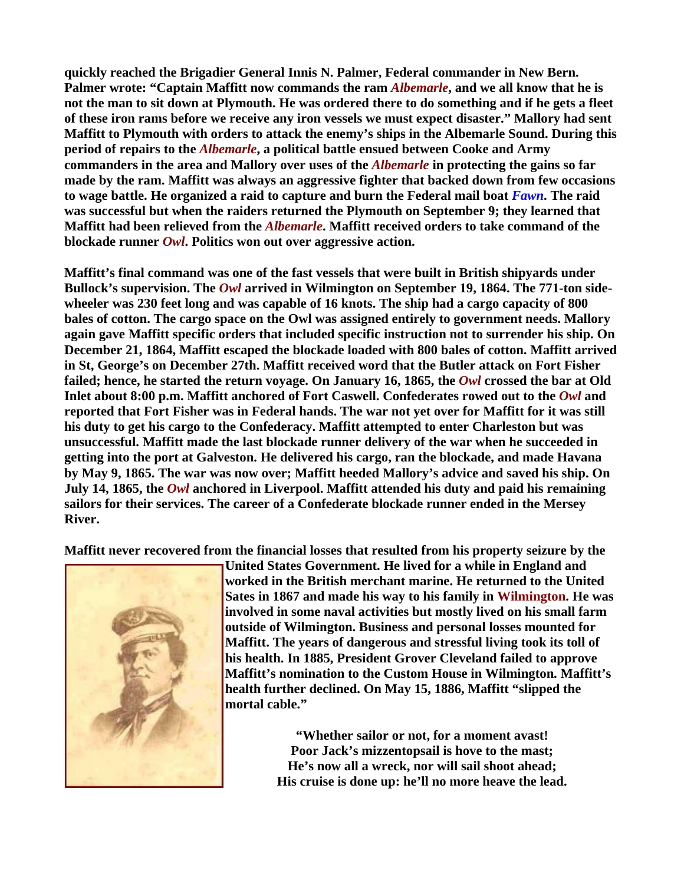**quickly reached the Brigadier General Innis N. Palmer, Federal commander in New Bern. Palmer wrote: "Captain Maffitt now commands the ram *Albemarle*, and we all know that he is not the man to sit down at Plymouth. He was ordered there to do something and if he gets a fleet of these iron rams before we receive any iron vessels we must expect disaster." Mallory had sent Maffitt to Plymouth with orders to attack the enemy's ships in the Albemarle Sound. During this period of repairs to the *Albemarle*, a political battle ensued between Cooke and Army commanders in the area and Mallory over uses of the *Albemarle* in protecting the gains so far made by the ram. Maffitt was always an aggressive fighter that backed down from few occasions to wage battle. He organized a raid to capture and burn the Federal mail boat *Fawn*. The raid was successful but when the raiders returned the Plymouth on September 9; they learned that Maffitt had been relieved from the *Albemarle*. Maffitt received orders to take command of the blockade runner *Owl*. Politics won out over aggressive action.**

**Maffitt's final command was one of the fast vessels that were built in British shipyards under Bullock's supervision. The *Owl* arrived in Wilmington on September 19, 1864. The 771-ton side-wheeler was 230 feet long and was capable of 16 knots. The ship had a cargo capacity of 800 bales of cotton. The cargo space on the Owl was assigned entirely to government needs. Mallory again gave Maffitt specific orders that included specific instruction not to surrender his ship. On December 21, 1864, Maffitt escaped the blockade loaded with 800 bales of cotton. Maffitt arrived in St, George's on December 27th. Maffitt received word that the Butler attack on Fort Fisher failed; hence, he started the return voyage. On January 16, 1865, the *Owl* crossed the bar at Old Inlet about 8:00 p.m. Maffitt anchored of Fort Caswell. Confederates rowed out to the *Owl* and reported that Fort Fisher was in Federal hands. The war not yet over for Maffitt for it was still his duty to get his cargo to the Confederacy. Maffitt attempted to enter Charleston but was unsuccessful. Maffitt made the last blockade runner delivery of the war when he succeeded in getting into the port at Galveston. He delivered his cargo, ran the blockade, and made Havana by May 9, 1865. The war was now over; Maffitt heeded Mallory's advice and saved his ship. On July 14, 1865, the *Owl* anchored in Liverpool. Maffitt attended his duty and paid his remaining sailors for their services. The career of a Confederate blockade runner ended in the Mersey River.**

**Maffitt never recovered from the financial losses that resulted from his property seizure by the United States Government. He lived for a while in England and worked in the British merchant marine. He returned to the United Sates in 1867 and made his way to his family in Wilmington. He was involved in some naval activities but mostly lived on his small farm outside of Wilmington. Business and personal losses mounted for Maffitt. The years of dangerous and stressful living took its toll of his health. In 1885, President Grover Cleveland failed to approve Maffitt's nomination to the Custom House in Wilmington. Maffitt's health further declined. On May 15, 1886, Maffitt "slipped the mortal cable."**

**"Whether sailor or not, for a moment avast!**
**Poor Jack's mizzentopsail is hove to the mast;**
**He's now all a wreck, nor will sail shoot ahead;**
**His cruise is done up: he'll no more heave the lead.**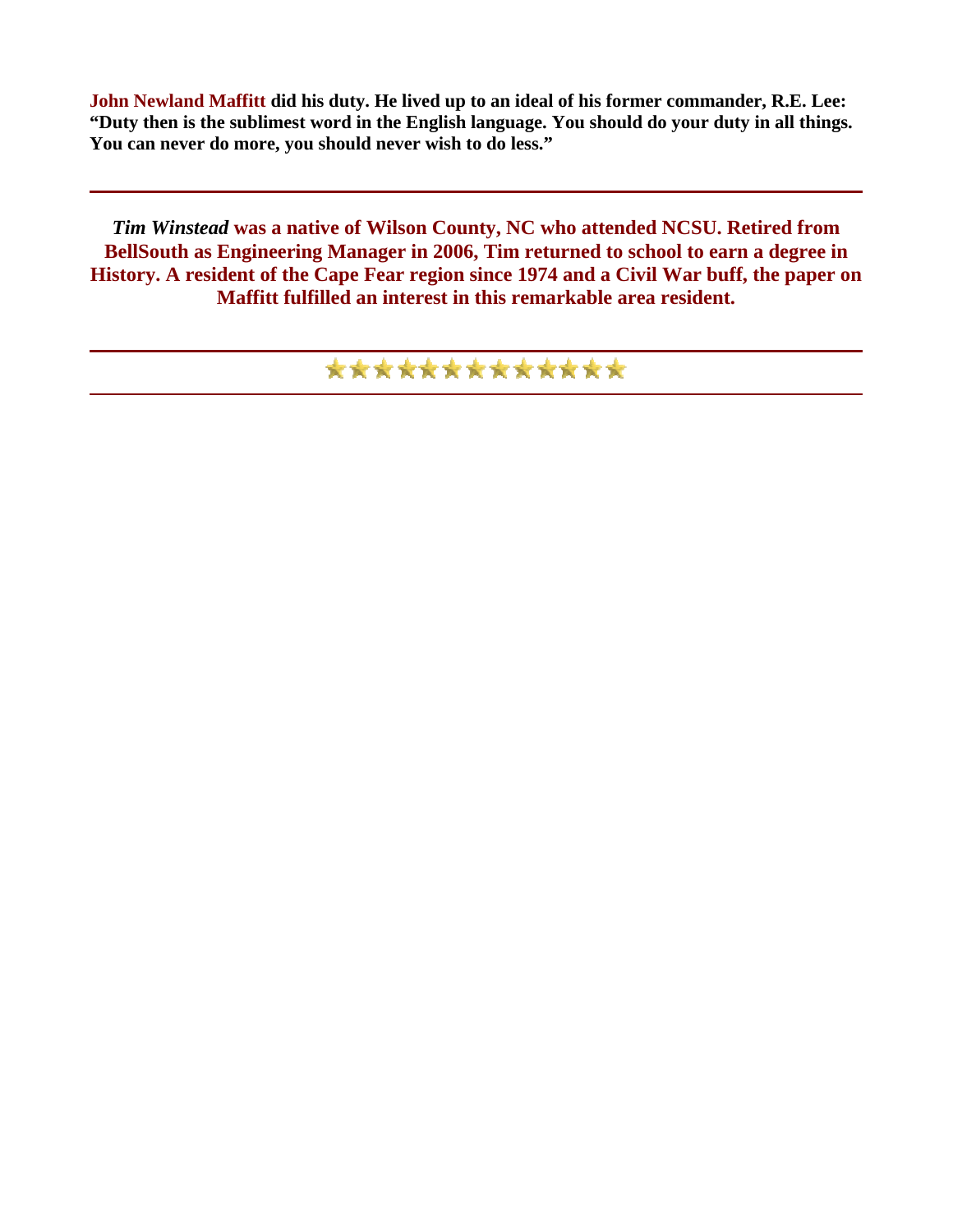**John Newland Maffitt did his duty. He lived up to an ideal of his former commander, R.E. Lee: "Duty then is the sublimest word in the English language. You should do your duty in all things. You can never do more, you should never wish to do less."**

---

***Tim Winstead*** **was a native of Wilson County, NC who attended NCSU. Retired from BellSouth as Engineering Manager in 2006, Tim returned to school to earn a degree in History. A resident of the Cape Fear region since 1974 and a Civil War buff, the paper on Maffitt fulfilled an interest in this remarkable area resident.**

---